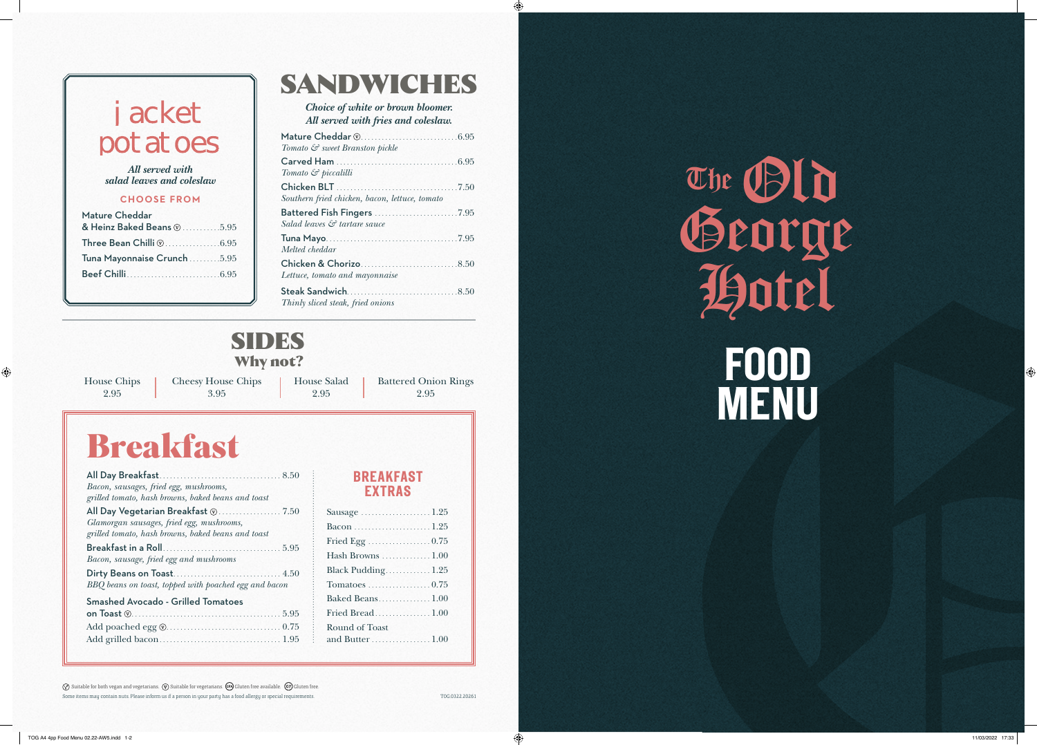# Jacket Potatoes

*All served with salad leaves and coleslaw*

**CHOOSE FROM**

- Mature Cheddar & Heinz Baked Beans ⓥ ........... 5.95
- Three Bean Chilli ⓥ ................ 6.95
- Tuna Mayonnaise Crunch ......... 5.95
- Beef Chilli ........................... 6.95

# SANDWICHES

*Choice of white or brown bloomer. All served with fries and coleslaw.*

**Mature Cheddar** ⓥ ............................ 6.95
*Tomato & sweet Branston pickle*

**Carved Ham** .................................. 6.95
*Tomato & piccalilli*

**Chicken BLT** .................................. 7.50
*Southern fried chicken, bacon, lettuce, tomato*

**Battered Fish Fingers** ........................ 7.95
*Salad leaves & tartare sauce*

**Tuna Mayo** ..................................... 7.95
*Melted cheddar*

**Chicken & Chorizo** ............................ 8.50
*Lettuce, tomato and mayonnaise*

**Steak Sandwich** ................................ 8.50
*Thinly sliced steak, fried onions*

# SIDES

## Why not?

| House Chips | Cheesy House Chips | House Salad | Battered Onion Rings |
|---|---|---|---|
| 2.95 | 3.95 | 2.95 | 2.95 |

# Breakfast

**All Day Breakfast** .................................. 8.50
*Bacon, sausages, fried egg, mushrooms, grilled tomato, hash browns, baked beans and toast*

**All Day Vegetarian Breakfast** ⓥ .................. 7.50
*Glamorgan sausages, fried egg, mushrooms, grilled tomato, hash browns, baked beans and toast*

**Breakfast in a Roll** .................................. 5.95
*Bacon, sausage, fried egg and mushrooms*

**Dirty Beans on Toast** ............................... 4.50
*BBQ beans on toast, topped with poached egg and bacon*

**Smashed Avocado - Grilled Tomatoes on Toast** ⓥ ........................................... 5.95
Add poached egg ⓥ ................................ 0.75
Add grilled bacon .................................. 1.95

## BREAKFAST EXTRAS

- Sausage .................... 1.25
- Bacon ...................... 1.25
- Fried Egg ................. 0.75
- Hash Browns ............. 1.00
- Black Pudding ............ 1.25
- Tomatoes .................. 0.75
- Baked Beans .............. 1.00
- Fried Bread ............... 1.00
- Round of Toast and Butter ................. 1.00

ⓥ Suitable for both vegan and vegetarians. ⓥ Suitable for vegetarians. (GFA) Gluten free available. (GF) Gluten free.
Some items may contain nuts. Please inform us if a person in your party has a food allergy or special requirements.

TOG.0322.20261

# The Old George Hotel

# FOOD MENU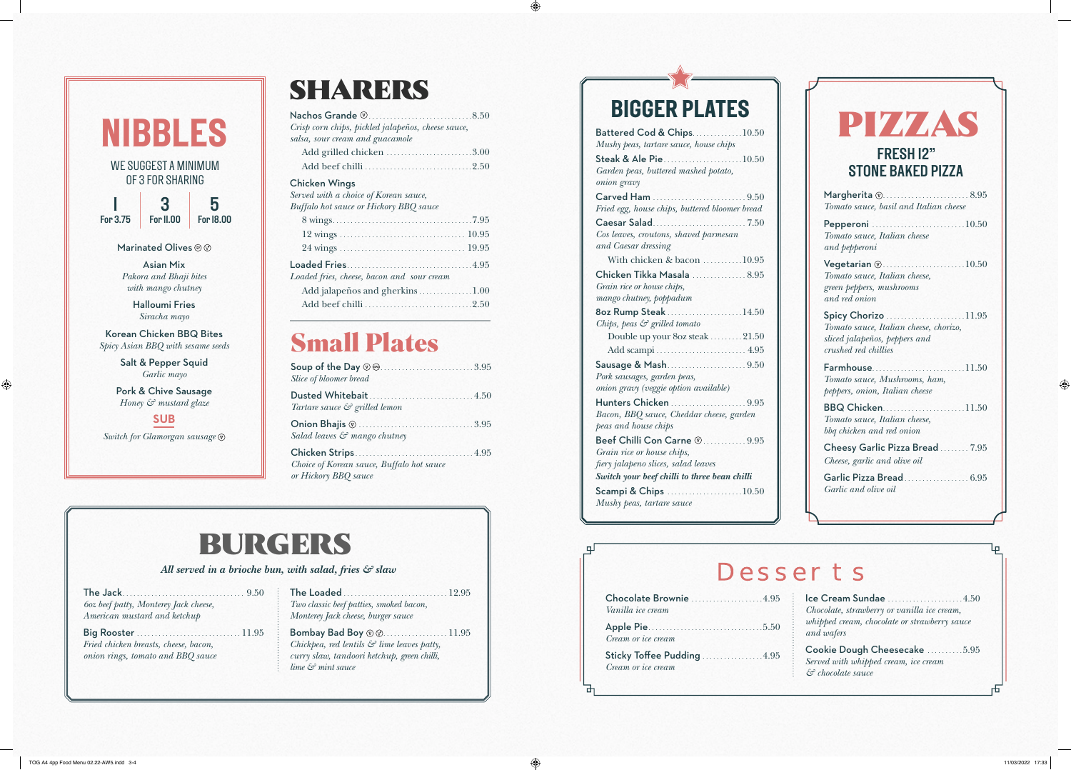# NIBBLES

WE SUGGEST A MINIMUM OF 3 FOR SHARING

| 1 | 3 | 5 |
|---|---|---|
| For 3.75 | For 11.00 | For 18.00 |

**Marinated Olives** ⓥⓥ

**Asian Mix**
*Pakora and Bhaji bites with mango chutney*

**Halloumi Fries**
*Siracha mayo*

**Korean Chicken BBQ Bites**
*Spicy Asian BBQ with sesame seeds*

**Salt & Pepper Squid**
*Garlic mayo*

**Pork & Chive Sausage**
*Honey & mustard glaze*

**SUB**
*Switch for Glamorgan sausage* ⓥ

# SHARERS

**Nachos Grande** ⓥ ........ 8.50
*Crisp corn chips, pickled jalapeños, cheese sauce, salsa, sour cream and guacamole*
Add grilled chicken ........ 3.00
Add beef chilli ........ 2.50

**Chicken Wings**
*Served with a choice of Korean sauce, Buffalo hot sauce or Hickory BBQ sauce*
8 wings ........ 7.95
12 wings ........ 10.95
24 wings ........ 19.95

**Loaded Fries** ........ 4.95
*Loaded fries, cheese, bacon and sour cream*
Add jalapeños and gherkins ........ 1.00
Add beef chilli ........ 2.50

# Small Plates

**Soup of the Day** ⓥⓥ ........ 3.95
*Slice of bloomer bread*

**Dusted Whitebait** ........ 4.50
*Tartare sauce & grilled lemon*

**Onion Bhajis** ⓥ ........ 3.95
*Salad leaves & mango chutney*

**Chicken Strips** ........ 4.95
*Choice of Korean sauce, Buffalo hot sauce or Hickory BBQ sauce*

# BURGERS

*All served in a brioche bun, with salad, fries & slaw*

**The Jack** ........ 9.50
*6oz beef patty, Monterey Jack cheese, American mustard and ketchup*

**Big Rooster** ........ 11.95
*Fried chicken breasts, cheese, bacon, onion rings, tomato and BBQ sauce*

**The Loaded** ........ 12.95
*Two classic beef patties, smoked bacon, Monterey Jack cheese, burger sauce*

**Bombay Bad Boy** ⓥⓥ ........ 11.95
*Chickpea, red lentils & lime leaves patty, curry slaw, tandoori ketchup, green chilli, lime & mint sauce*

# BIGGER PLATES

**Battered Cod & Chips** ........ 10.50
*Mushy peas, tartare sauce, house chips*

**Steak & Ale Pie** ........ 10.50
*Garden peas, buttered mashed potato, onion gravy*

**Carved Ham** ........ 9.50
*Fried egg, house chips, buttered bloomer bread*

**Caesar Salad** ........ 7.50
*Cos leaves, croutons, shaved parmesan and Caesar dressing*
With chicken & bacon ........ 10.95

**Chicken Tikka Masala** ........ 8.95
*Grain rice or house chips, mango chutney, poppadum*

**8oz Rump Steak** ........ 14.50
*Chips, peas & grilled tomato*
Double up your 8oz steak ........ 21.50
Add scampi ........ 4.95

**Sausage & Mash** ........ 9.50
*Pork sausages, garden peas, onion gravy (veggie option available)*

**Hunters Chicken** ........ 9.95
*Bacon, BBQ sauce, Cheddar cheese, garden peas and house chips*

**Beef Chilli Con Carne** ⓥ ........ 9.95
*Grain rice or house chips, fiery jalapeno slices, salad leaves*
***Switch your beef chilli to three bean chilli***

**Scampi & Chips** ........ 10.50
*Mushy peas, tartare sauce*

# PIZZAS

## FRESH 12" STONE BAKED PIZZA

**Margherita** ⓥ ........ 8.95
*Tomato sauce, basil and Italian cheese*

**Pepperoni** ........ 10.50
*Tomato sauce, Italian cheese and pepperoni*

**Vegetarian** ⓥ ........ 10.50
*Tomato sauce, Italian cheese, green peppers, mushrooms and red onion*

**Spicy Chorizo** ........ 11.95
*Tomato sauce, Italian cheese, chorizo, sliced jalapeños, peppers and crushed red chillies*

**Farmhouse** ........ 11.50
*Tomato sauce, Mushrooms, ham, peppers, onion, Italian cheese*

**BBQ Chicken** ........ 11.50
*Tomato sauce, Italian cheese, bbq chicken and red onion*

**Cheesy Garlic Pizza Bread** ........ 7.95
*Cheese, garlic and olive oil*

**Garlic Pizza Bread** ........ 6.95
*Garlic and olive oil*

# Desserts

**Chocolate Brownie** ........ 4.95
*Vanilla ice cream*

**Apple Pie** ........ 5.50
*Cream or ice cream*

**Sticky Toffee Pudding** ........ 4.95
*Cream or ice cream*

**Ice Cream Sundae** ........ 4.50
*Chocolate, strawberry or vanilla ice cream, whipped cream, chocolate or strawberry sauce and wafers*

**Cookie Dough Cheesecake** ........ 5.95
*Served with whipped cream, ice cream & chocolate sauce*